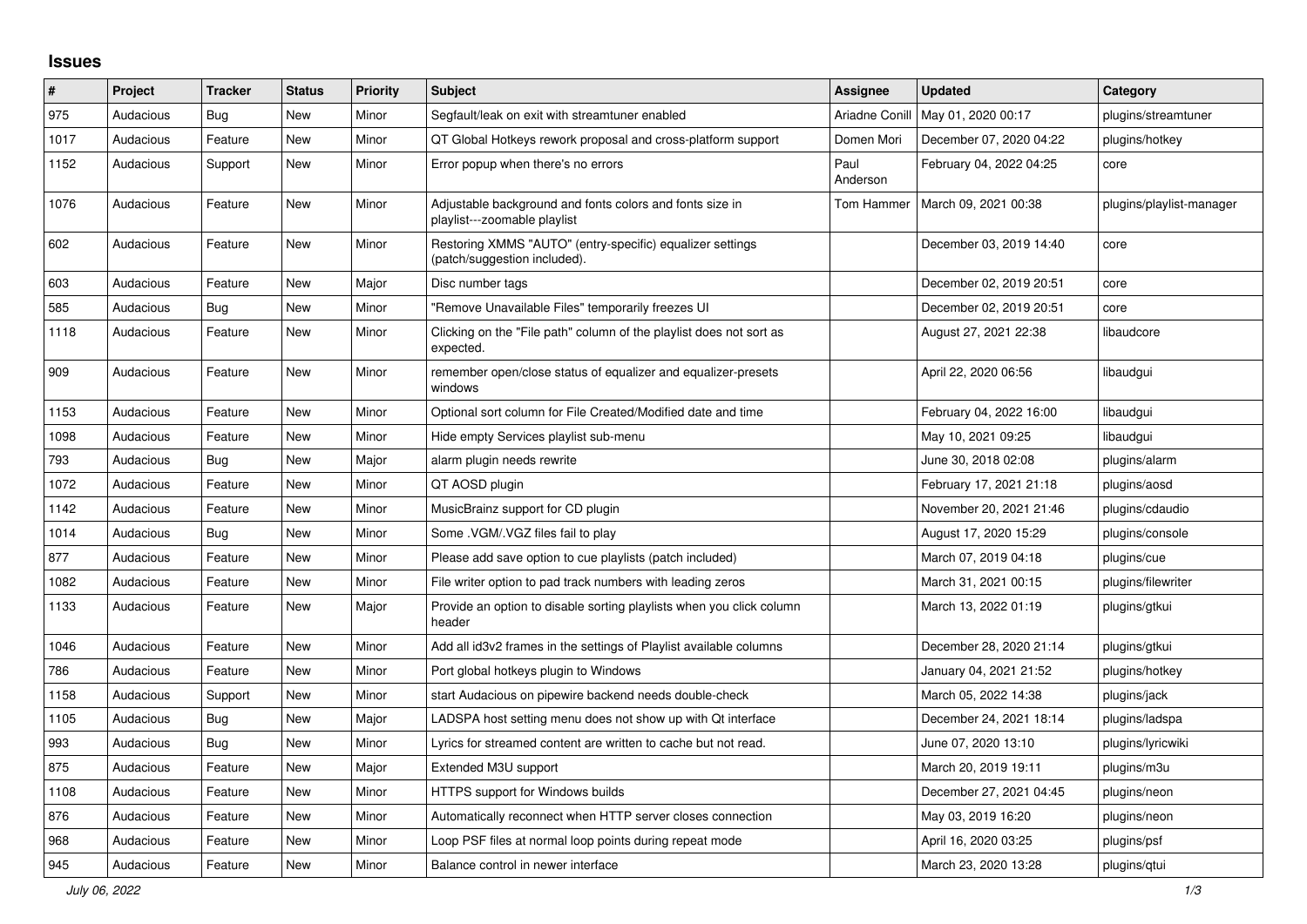## Issues

| # | Project | Tracker | Status | Priority | Subject | Assignee | Updated | Category |
|---|---|---|---|---|---|---|---|---|
| 975 | Audacious | Bug | New | Minor | Segfault/leak on exit with streamtuner enabled | Ariadne Conill | May 01, 2020 00:17 | plugins/streamtuner |
| 1017 | Audacious | Feature | New | Minor | QT Global Hotkeys rework proposal and cross-platform support | Domen Mori | December 07, 2020 04:22 | plugins/hotkey |
| 1152 | Audacious | Support | New | Minor | Error popup when there's no errors | Paul Anderson | February 04, 2022 04:25 | core |
| 1076 | Audacious | Feature | New | Minor | Adjustable background and fonts colors and fonts size in playlist---zoomable playlist | Tom Hammer | March 09, 2021 00:38 | plugins/playlist-manager |
| 602 | Audacious | Feature | New | Minor | Restoring XMMS "AUTO" (entry-specific) equalizer settings (patch/suggestion included). | | December 03, 2019 14:40 | core |
| 603 | Audacious | Feature | New | Major | Disc number tags | | December 02, 2019 20:51 | core |
| 585 | Audacious | Bug | New | Minor | "Remove Unavailable Files" temporarily freezes UI | | December 02, 2019 20:51 | core |
| 1118 | Audacious | Feature | New | Minor | Clicking on the "File path" column of the playlist does not sort as expected. | | August 27, 2021 22:38 | libaudcore |
| 909 | Audacious | Feature | New | Minor | remember open/close status of equalizer and equalizer-presets windows | | April 22, 2020 06:56 | libaudgui |
| 1153 | Audacious | Feature | New | Minor | Optional sort column for File Created/Modified date and time | | February 04, 2022 16:00 | libaudgui |
| 1098 | Audacious | Feature | New | Minor | Hide empty Services playlist sub-menu | | May 10, 2021 09:25 | libaudgui |
| 793 | Audacious | Bug | New | Major | alarm plugin needs rewrite | | June 30, 2018 02:08 | plugins/alarm |
| 1072 | Audacious | Feature | New | Minor | QT AOSD plugin | | February 17, 2021 21:18 | plugins/aosd |
| 1142 | Audacious | Feature | New | Minor | MusicBrainz support for CD plugin | | November 20, 2021 21:46 | plugins/cdaudio |
| 1014 | Audacious | Bug | New | Minor | Some .VGM/.VGZ files fail to play | | August 17, 2020 15:29 | plugins/console |
| 877 | Audacious | Feature | New | Minor | Please add save option to cue playlists (patch included) | | March 07, 2019 04:18 | plugins/cue |
| 1082 | Audacious | Feature | New | Minor | File writer option to pad track numbers with leading zeros | | March 31, 2021 00:15 | plugins/filewriter |
| 1133 | Audacious | Feature | New | Major | Provide an option to disable sorting playlists when you click column header | | March 13, 2022 01:19 | plugins/gtkui |
| 1046 | Audacious | Feature | New | Minor | Add all id3v2 frames in the settings of Playlist available columns | | December 28, 2020 21:14 | plugins/gtkui |
| 786 | Audacious | Feature | New | Minor | Port global hotkeys plugin to Windows | | January 04, 2021 21:52 | plugins/hotkey |
| 1158 | Audacious | Support | New | Minor | start Audacious on pipewire backend needs double-check | | March 05, 2022 14:38 | plugins/jack |
| 1105 | Audacious | Bug | New | Major | LADSPA host setting menu does not show up with Qt interface | | December 24, 2021 18:14 | plugins/ladspa |
| 993 | Audacious | Bug | New | Minor | Lyrics for streamed content are written to cache but not read. | | June 07, 2020 13:10 | plugins/lyricwiki |
| 875 | Audacious | Feature | New | Major | Extended M3U support | | March 20, 2019 19:11 | plugins/m3u |
| 1108 | Audacious | Feature | New | Minor | HTTPS support for Windows builds | | December 27, 2021 04:45 | plugins/neon |
| 876 | Audacious | Feature | New | Minor | Automatically reconnect when HTTP server closes connection | | May 03, 2019 16:20 | plugins/neon |
| 968 | Audacious | Feature | New | Minor | Loop PSF files at normal loop points during repeat mode | | April 16, 2020 03:25 | plugins/psf |
| 945 | Audacious | Feature | New | Minor | Balance control in newer interface | | March 23, 2020 13:28 | plugins/qtui |

*July 06, 2022*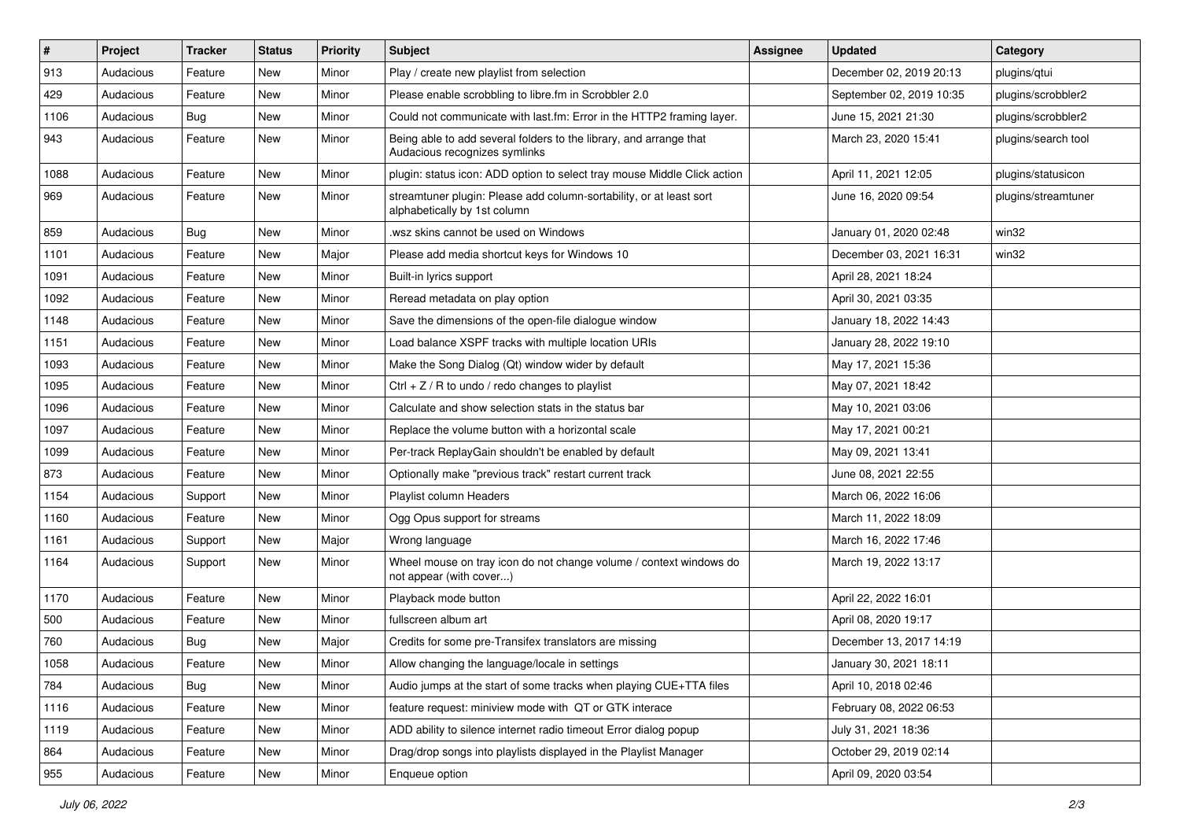| # | Project | Tracker | Status | Priority | Subject | Assignee | Updated | Category |
|---|---|---|---|---|---|---|---|---|
| 913 | Audacious | Feature | New | Minor | Play / create new playlist from selection | | December 02, 2019 20:13 | plugins/qtui |
| 429 | Audacious | Feature | New | Minor | Please enable scrobbling to libre.fm in Scrobbler 2.0 | | September 02, 2019 10:35 | plugins/scrobbler2 |
| 1106 | Audacious | Bug | New | Minor | Could not communicate with last.fm: Error in the HTTP2 framing layer. | | June 15, 2021 21:30 | plugins/scrobbler2 |
| 943 | Audacious | Feature | New | Minor | Being able to add several folders to the library, and arrange that Audacious recognizes symlinks | | March 23, 2020 15:41 | plugins/search tool |
| 1088 | Audacious | Feature | New | Minor | plugin: status icon: ADD option to select tray mouse Middle Click action | | April 11, 2021 12:05 | plugins/statusicon |
| 969 | Audacious | Feature | New | Minor | streamtuner plugin: Please add column-sortability, or at least sort alphabetically by 1st column | | June 16, 2020 09:54 | plugins/streamtuner |
| 859 | Audacious | Bug | New | Minor | .wsz skins cannot be used on Windows | | January 01, 2020 02:48 | win32 |
| 1101 | Audacious | Feature | New | Major | Please add media shortcut keys for Windows 10 | | December 03, 2021 16:31 | win32 |
| 1091 | Audacious | Feature | New | Minor | Built-in lyrics support | | April 28, 2021 18:24 | |
| 1092 | Audacious | Feature | New | Minor | Reread metadata on play option | | April 30, 2021 03:35 | |
| 1148 | Audacious | Feature | New | Minor | Save the dimensions of the open-file dialogue window | | January 18, 2022 14:43 | |
| 1151 | Audacious | Feature | New | Minor | Load balance XSPF tracks with multiple location URIs | | January 28, 2022 19:10 | |
| 1093 | Audacious | Feature | New | Minor | Make the Song Dialog (Qt) window wider by default | | May 17, 2021 15:36 | |
| 1095 | Audacious | Feature | New | Minor | Ctrl + Z / R to undo / redo changes to playlist | | May 07, 2021 18:42 | |
| 1096 | Audacious | Feature | New | Minor | Calculate and show selection stats in the status bar | | May 10, 2021 03:06 | |
| 1097 | Audacious | Feature | New | Minor | Replace the volume button with a horizontal scale | | May 17, 2021 00:21 | |
| 1099 | Audacious | Feature | New | Minor | Per-track ReplayGain shouldn't be enabled by default | | May 09, 2021 13:41 | |
| 873 | Audacious | Feature | New | Minor | Optionally make "previous track" restart current track | | June 08, 2021 22:55 | |
| 1154 | Audacious | Support | New | Minor | Playlist column Headers | | March 06, 2022 16:06 | |
| 1160 | Audacious | Feature | New | Minor | Ogg Opus support for streams | | March 11, 2022 18:09 | |
| 1161 | Audacious | Support | New | Major | Wrong language | | March 16, 2022 17:46 | |
| 1164 | Audacious | Support | New | Minor | Wheel mouse on tray icon do not change volume / context windows do not appear (with cover...) | | March 19, 2022 13:17 | |
| 1170 | Audacious | Feature | New | Minor | Playback mode button | | April 22, 2022 16:01 | |
| 500 | Audacious | Feature | New | Minor | fullscreen album art | | April 08, 2020 19:17 | |
| 760 | Audacious | Bug | New | Major | Credits for some pre-Transifex translators are missing | | December 13, 2017 14:19 | |
| 1058 | Audacious | Feature | New | Minor | Allow changing the language/locale in settings | | January 30, 2021 18:11 | |
| 784 | Audacious | Bug | New | Minor | Audio jumps at the start of some tracks when playing CUE+TTA files | | April 10, 2018 02:46 | |
| 1116 | Audacious | Feature | New | Minor | feature request: miniview mode with QT or GTK interace | | February 08, 2022 06:53 | |
| 1119 | Audacious | Feature | New | Minor | ADD ability to silence internet radio timeout Error dialog popup | | July 31, 2021 18:36 | |
| 864 | Audacious | Feature | New | Minor | Drag/drop songs into playlists displayed in the Playlist Manager | | October 29, 2019 02:14 | |
| 955 | Audacious | Feature | New | Minor | Enqueue option | | April 09, 2020 03:54 | |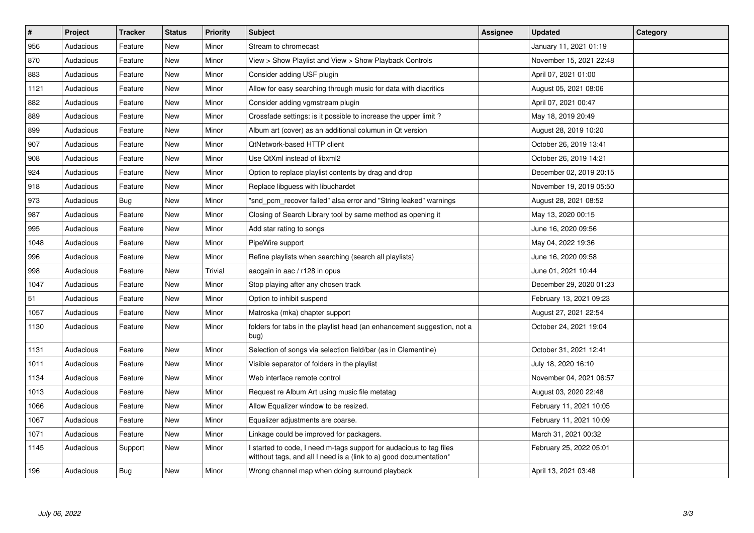| # | Project | Tracker | Status | Priority | Subject | Assignee | Updated | Category |
|---|---|---|---|---|---|---|---|---|
| 956 | Audacious | Feature | New | Minor | Stream to chromecast | | January 11, 2021 01:19 | |
| 870 | Audacious | Feature | New | Minor | View > Show Playlist and View > Show Playback Controls | | November 15, 2021 22:48 | |
| 883 | Audacious | Feature | New | Minor | Consider adding USF plugin | | April 07, 2021 01:00 | |
| 1121 | Audacious | Feature | New | Minor | Allow for easy searching through music for data with diacritics | | August 05, 2021 08:06 | |
| 882 | Audacious | Feature | New | Minor | Consider adding vgmstream plugin | | April 07, 2021 00:47 | |
| 889 | Audacious | Feature | New | Minor | Crossfade settings: is it possible to increase the upper limit ? | | May 18, 2019 20:49 | |
| 899 | Audacious | Feature | New | Minor | Album art (cover) as an additional columun in Qt version | | August 28, 2019 10:20 | |
| 907 | Audacious | Feature | New | Minor | QtNetwork-based HTTP client | | October 26, 2019 13:41 | |
| 908 | Audacious | Feature | New | Minor | Use QtXml instead of libxml2 | | October 26, 2019 14:21 | |
| 924 | Audacious | Feature | New | Minor | Option to replace playlist contents by drag and drop | | December 02, 2019 20:15 | |
| 918 | Audacious | Feature | New | Minor | Replace libguess with libuchardet | | November 19, 2019 05:50 | |
| 973 | Audacious | Bug | New | Minor | "snd_pcm_recover failed" alsa error and "String leaked" warnings | | August 28, 2021 08:52 | |
| 987 | Audacious | Feature | New | Minor | Closing of Search Library tool by same method as opening it | | May 13, 2020 00:15 | |
| 995 | Audacious | Feature | New | Minor | Add star rating to songs | | June 16, 2020 09:56 | |
| 1048 | Audacious | Feature | New | Minor | PipeWire support | | May 04, 2022 19:36 | |
| 996 | Audacious | Feature | New | Minor | Refine playlists when searching (search all playlists) | | June 16, 2020 09:58 | |
| 998 | Audacious | Feature | New | Trivial | aacgain in aac / r128 in opus | | June 01, 2021 10:44 | |
| 1047 | Audacious | Feature | New | Minor | Stop playing after any chosen track | | December 29, 2020 01:23 | |
| 51 | Audacious | Feature | New | Minor | Option to inhibit suspend | | February 13, 2021 09:23 | |
| 1057 | Audacious | Feature | New | Minor | Matroska (mka) chapter support | | August 27, 2021 22:54 | |
| 1130 | Audacious | Feature | New | Minor | folders for tabs in the playlist head (an enhancement suggestion, not a bug) | | October 24, 2021 19:04 | |
| 1131 | Audacious | Feature | New | Minor | Selection of songs via selection field/bar (as in Clementine) | | October 31, 2021 12:41 | |
| 1011 | Audacious | Feature | New | Minor | Visible separator of folders in the playlist | | July 18, 2020 16:10 | |
| 1134 | Audacious | Feature | New | Minor | Web interface remote control | | November 04, 2021 06:57 | |
| 1013 | Audacious | Feature | New | Minor | Request re Album Art using music file metatag | | August 03, 2020 22:48 | |
| 1066 | Audacious | Feature | New | Minor | Allow Equalizer window to be resized. | | February 11, 2021 10:05 | |
| 1067 | Audacious | Feature | New | Minor | Equalizer adjustments are coarse. | | February 11, 2021 10:09 | |
| 1071 | Audacious | Feature | New | Minor | Linkage could be improved for packagers. | | March 31, 2021 00:32 | |
| 1145 | Audacious | Support | New | Minor | I started to code, I need m-tags support for audacious to tag files witthout tags, and all I need is a (link to a) good documentation* | | February 25, 2022 05:01 | |
| 196 | Audacious | Bug | New | Minor | Wrong channel map when doing surround playback | | April 13, 2021 03:48 | |

*July 06, 2022*